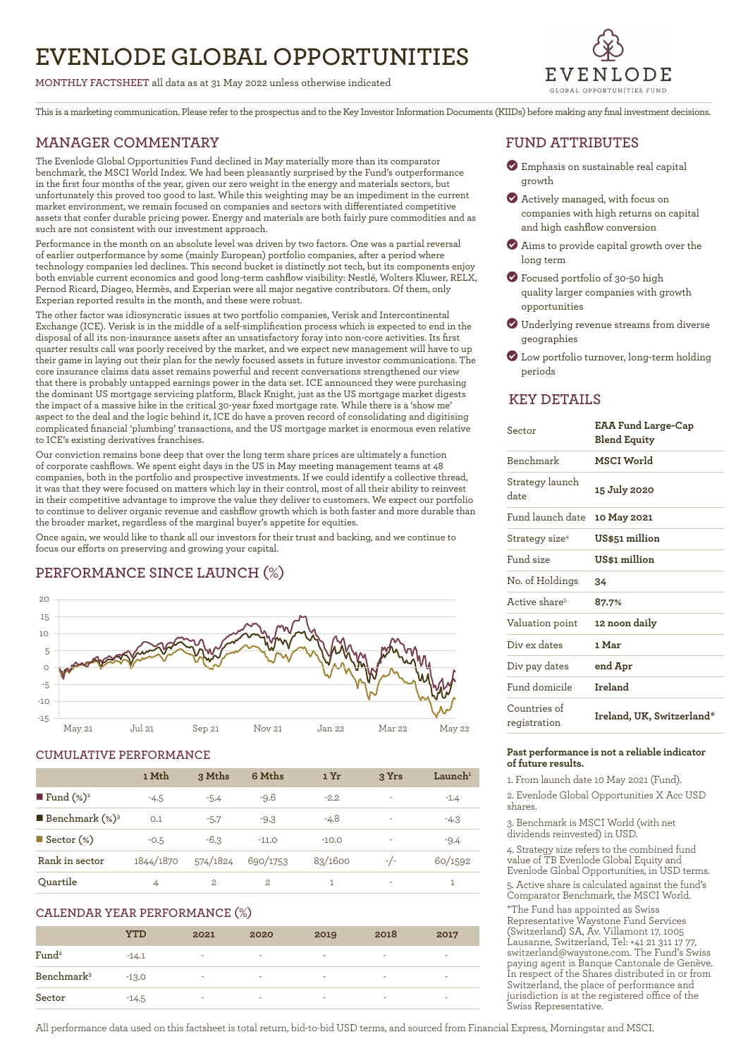# EVENLODE GLOBAL OPPORTUNITIES

MONTHLY FACTSHEET all data as at 31 May 2022 unless otherwise indicated

This is a marketing communication. Please refer to the prospectus and to the Key Investor Information Documents (KIIDs) before making any final investment decisions.

## MANAGER COMMENTARY

The Evenlode Global Opportunities Fund declined in May materially more than its comparator benchmark, the MSCI World Index. We had been pleasantly surprised by the Fund's outperformance in the first four months of the year, given our zero weight in the energy and materials sectors, but unfortunately this proved too good to last. While this weighting may be an impediment in the current market environment, we remain focused on companies and sectors with differentiated competitive assets that confer durable pricing power. Energy and materials are both fairly pure commodities and as such are not consistent with our investment approach.

Performance in the month on an absolute level was driven by two factors. One was a partial reversal of earlier outperformance by some (mainly European) portfolio companies, after a period where technology companies led declines. This second bucket is distinctly not tech, but its components enjoy both enviable current economics and good long-term cashflow visibility: Nestlé, Wolters Kluwer, RELX, Pernod Ricard, Diageo, Hermès, and Experian were all major negative contributors. Of them, only Experian reported results in the month, and these were robust.

The other factor was idiosyncratic issues at two portfolio companies, Verisk and Intercontinental Exchange (ICE). Verisk is in the middle of a self-simplification process which is expected to end in the disposal of all its non-insurance assets after an unsatisfactory foray into non-core activities. Its first quarter results call was poorly received by the market, and we expect new management will have to up their game in laying out their plan for the newly focused assets in future investor communications. The core insurance claims data asset remains powerful and recent conversations strengthened our view that there is probably untapped earnings power in the data set. ICE announced they were purchasing the dominant US mortgage servicing platform, Black Knight, just as the US mortgage market digests the impact of a massive hike in the critical 30-year fixed mortgage rate. While there is a 'show me' aspect to the deal and the logic behind it, ICE do have a proven record of consolidating and digitising complicated financial 'plumbing' transactions, and the US mortgage market is enormous even relative to ICE's existing derivatives franchises.

Our conviction remains bone deep that over the long term share prices are ultimately a function of corporate cashflows. We spent eight days in the US in May meeting management teams at 48 companies, both in the portfolio and prospective investments. If we could identify a collective thread, it was that they were focused on matters which lay in their control, most of all their ability to reinvest in their competitive advantage to improve the value they deliver to customers. We expect our portfolio to continue to deliver organic revenue and cashflow growth which is both faster and more durable than the broader market, regardless of the marginal buyer's appetite for equities.

Once again, we would like to thank all our investors for their trust and backing, and we continue to focus our efforts on preserving and growing your capital.

## PERFORMANCE SINCE LAUNCH (%)

## CUMULATIVE PERFORMANCE

| | 1 Mth | 3 Mths | 6 Mths | 1 Yr | 3 Yrs | Launch[1] |
|---|---|---|---|---|---|---|
| Fund (%)[2] | -4.5 | -5.4 | -9.6 | -2.2 | - | -1.4 |
| Benchmark (%)[3] | 0.1 | -5.7 | -9.3 | -4.8 | - | -4.3 |
| Sector (%) | -0.5 | -6.3 | -11.0 | -10.0 | - | -9.4 |
| Rank in sector | 1844/1870 | 574/1824 | 690/1753 | 83/1600 | -/- | 60/1592 |
| Quartile | 4 | 2 | 2 | 1 | - | 1 |

## CALENDAR YEAR PERFORMANCE (%)

| | YTD | 2021 | 2020 | 2019 | 2018 | 2017 |
|---|---|---|---|---|---|---|
| Fund[2] | -14.1 | - | - | - | - | - |
| Benchmark[3] | -13.0 | - | - | - | - | - |
| Sector | -14.5 | - | - | - | - | - |

All performance data used on this factsheet is total return, bid-to-bid USD terms, and sourced from Financial Express, Morningstar and MSCI.

## FUND ATTRIBUTES

- Emphasis on sustainable real capital growth
- Actively managed, with focus on companies with high returns on capital and high cashflow conversion
- Aims to provide capital growth over the long term
- Focused portfolio of 30-50 high quality larger companies with growth opportunities
- Underlying revenue streams from diverse geographies
- Low portfolio turnover, long-term holding periods

## KEY DETAILS

| | |
|---|---|
| Sector | **EAA Fund Large-Cap Blend Equity** |
| Benchmark | **MSCI World** |
| Strategy launch date | **15 July 2020** |
| Fund launch date | **10 May 2021** |
| Strategy size[4] | **US$51 million** |
| Fund size | **US$1 million** |
| No. of Holdings | **34** |
| Active share[5] | **87.7%** |
| Valuation point | **12 noon daily** |
| Div ex dates | **1 Mar** |
| Div pay dates | **end Apr** |
| Fund domicile | **Ireland** |
| Countries of registration | **Ireland, UK, Switzerland*** |

**Past performance is not a reliable indicator of future results.**

1. From launch date 10 May 2021 (Fund).
2. Evenlode Global Opportunities X Acc USD shares.
3. Benchmark is MSCI World (with net dividends reinvested) in USD.
4. Strategy size refers to the combined fund value of TB Evenlode Global Equity and Evenlode Global Opportunities, in USD terms.
5. Active share is calculated against the fund's Comparator Benchmark, the MSCI World.

*The Fund has appointed as Swiss Representative Waystone Fund Services (Switzerland) SA, Av. Villamont 17, 1005 Lausanne, Switzerland, Tel: +41 21 311 17 77, switzerland@waystone.com. The Fund's Swiss paying agent is Banque Cantonale de Genève. In respect of the Shares distributed in or from Switzerland, the place of performance and jurisdiction is at the registered office of the Swiss Representative.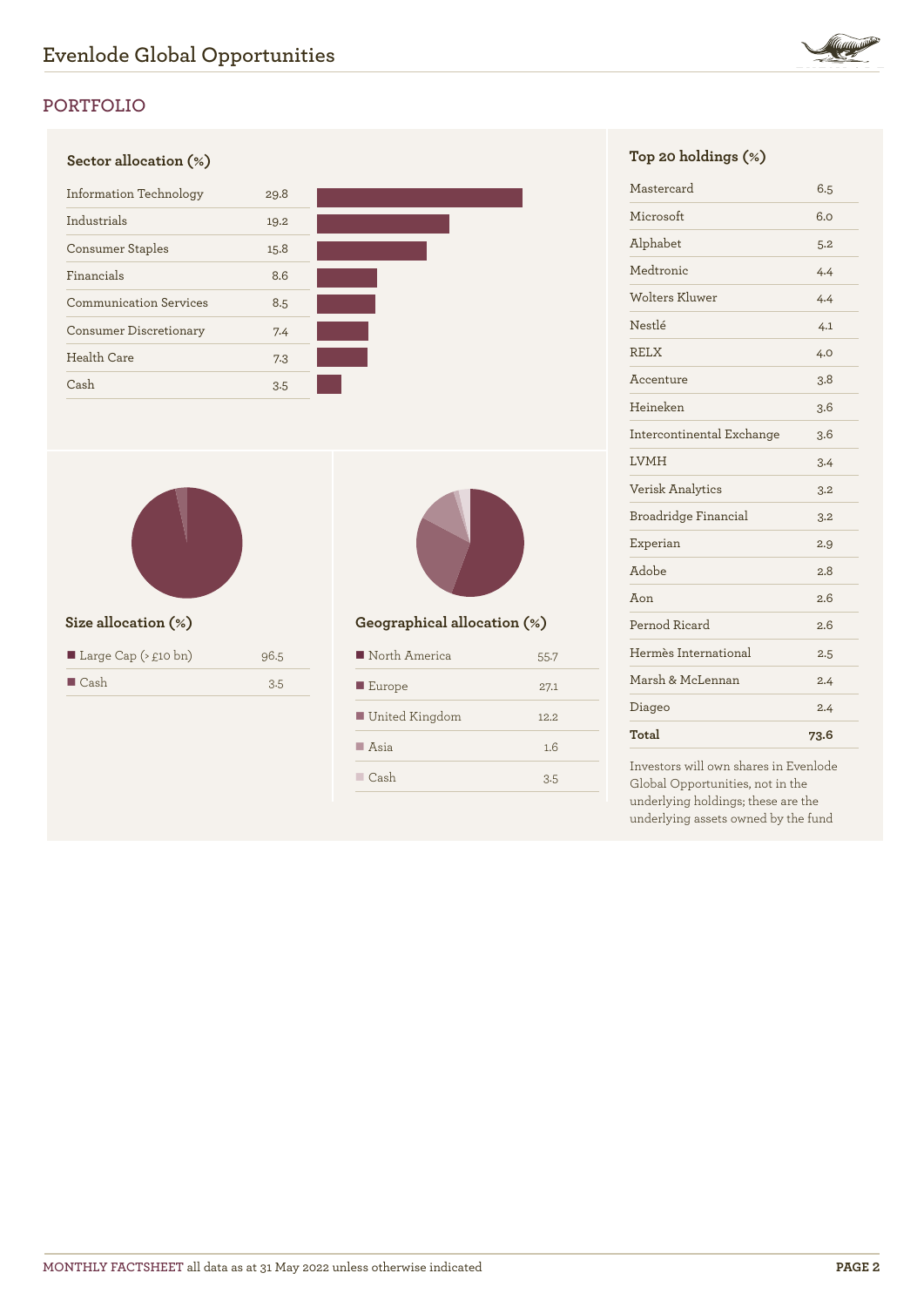# Evenlode Global Opportunities

## PORTFOLIO

### Sector allocation (%)

| Sector | % |
|---|---|
| Information Technology | 29.8 |
| Industrials | 19.2 |
| Consumer Staples | 15.8 |
| Financials | 8.6 |
| Communication Services | 8.5 |
| Consumer Discretionary | 7.4 |
| Health Care | 7.3 |
| Cash | 3.5 |

### Size allocation (%)

| Size | % |
|---|---|
| Large Cap (> £10 bn) | 96.5 |
| Cash | 3.5 |

### Geographical allocation (%)

| Region | % |
|---|---|
| North America | 55.7 |
| Europe | 27.1 |
| United Kingdom | 12.2 |
| Asia | 1.6 |
| Cash | 3.5 |

### Top 20 holdings (%)

| Holding | % |
|---|---|
| Mastercard | 6.5 |
| Microsoft | 6.0 |
| Alphabet | 5.2 |
| Medtronic | 4.4 |
| Wolters Kluwer | 4.4 |
| Nestlé | 4.1 |
| RELX | 4.0 |
| Accenture | 3.8 |
| Heineken | 3.6 |
| Intercontinental Exchange | 3.6 |
| LVMH | 3.4 |
| Verisk Analytics | 3.2 |
| Broadridge Financial | 3.2 |
| Experian | 2.9 |
| Adobe | 2.8 |
| Aon | 2.6 |
| Pernod Ricard | 2.6 |
| Hermès International | 2.5 |
| Marsh & McLennan | 2.4 |
| Diageo | 2.4 |
| **Total** | **73.6** |

Investors will own shares in Evenlode Global Opportunities, not in the underlying holdings; these are the underlying assets owned by the fund

MONTHLY FACTSHEET all data as at 31 May 2022 unless otherwise indicated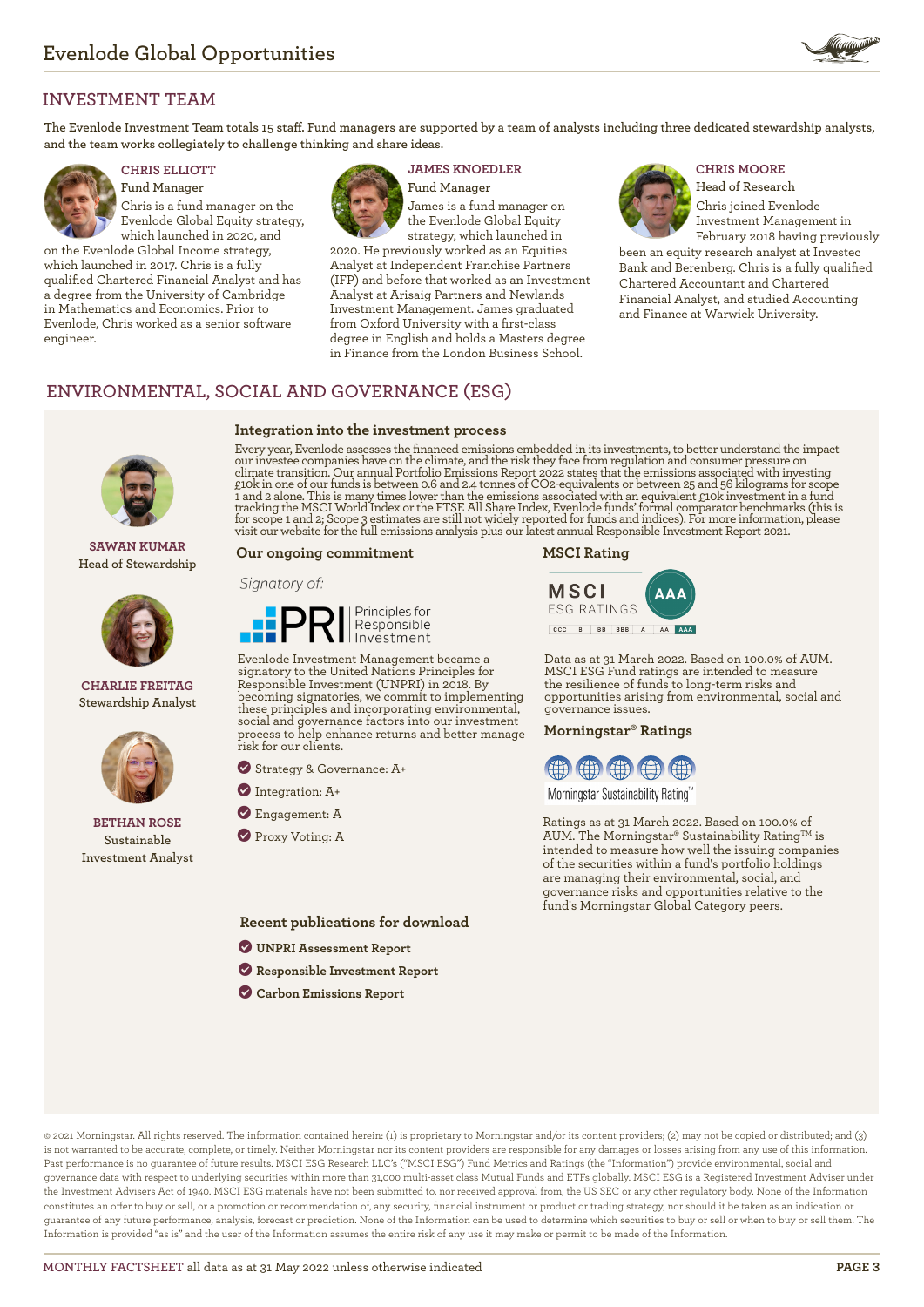## INVESTMENT TEAM

The Evenlode Investment Team totals 15 staff. Fund managers are supported by a team of analysts including three dedicated stewardship analysts, and the team works collegiately to challenge thinking and share ideas.

### CHRIS ELLIOTT
Fund Manager

Chris is a fund manager on the Evenlode Global Equity strategy, which launched in 2020, and on the Evenlode Global Income strategy, which launched in 2017. Chris is a fully qualified Chartered Financial Analyst and has a degree from the University of Cambridge in Mathematics and Economics. Prior to Evenlode, Chris worked as a senior software engineer.

### JAMES KNOEDLER
Fund Manager

James is a fund manager on the Evenlode Global Equity strategy, which launched in 2020. He previously worked as an Equities Analyst at Independent Franchise Partners (IFP) and before that worked as an Investment Analyst at Arisaig Partners and Newlands Investment Management. James graduated from Oxford University with a first-class degree in English and holds a Masters degree in Finance from the London Business School.

### CHRIS MOORE
Head of Research

Chris joined Evenlode Investment Management in February 2018 having previously been an equity research analyst at Investec Bank and Berenberg. Chris is a fully qualified Chartered Accountant and Chartered Financial Analyst, and studied Accounting and Finance at Warwick University.

## ENVIRONMENTAL, SOCIAL AND GOVERNANCE (ESG)

**SAWAN KUMAR**
Head of Stewardship

**CHARLIE FREITAG**
Stewardship Analyst

**BETHAN ROSE**
Sustainable Investment Analyst

### Integration into the investment process

Every year, Evenlode assesses the financed emissions embedded in its investments, to better understand the impact our investee companies have on the climate, and the risk they face from regulation and consumer pressure on climate transition. Our annual Portfolio Emissions Report 2022 states that the emissions associated with investing £10k in one of our funds is between 0.6 and 2.4 tonnes of $CO_2$-equivalents or between 25 and 56 kilograms for scope 1 and 2 alone. This is many times lower than the emissions associated with an equivalent £10k investment in a fund tracking the MSCI World Index or the FTSE All Share Index, Evenlode funds' formal comparator benchmarks (this is for scope 1 and 2; Scope 3 estimates are still not widely reported for funds and indices). For more information, please visit our website for the full emissions analysis plus our latest annual Responsible Investment Report 2021.

### Our ongoing commitment

*Signatory of:*

PRI Principles for Responsible Investment

Evenlode Investment Management became a signatory to the United Nations Principles for Responsible Investment (UNPRI) in 2018. By becoming signatories, we commit to implementing these principles and incorporating environmental, social and governance factors into our investment process to help enhance returns and better manage risk for our clients.

- Strategy & Governance: A+
- Integration: A+
- Engagement: A
- Proxy Voting: A

### MSCI Rating

MSCI ESG RATINGS: AAA

CCC | B | BB | BBB | A | AA | AAA

Data as at 31 March 2022. Based on 100.0% of AUM. MSCI ESG Fund ratings are intended to measure the resilience of funds to long-term risks and opportunities arising from environmental, social and governance issues.

### Morningstar® Ratings

Morningstar Sustainability Rating™

Ratings as at 31 March 2022. Based on 100.0% of AUM. The Morningstar® Sustainability Rating™ is intended to measure how well the issuing companies of the securities within a fund's portfolio holdings are managing their environmental, social, and governance risks and opportunities relative to the fund's Morningstar Global Category peers.

### Recent publications for download

- **UNPRI Assessment Report**
- **Responsible Investment Report**
- **Carbon Emissions Report**

© 2021 Morningstar. All rights reserved. The information contained herein: (1) is proprietary to Morningstar and/or its content providers; (2) may not be copied or distributed; and (3) is not warranted to be accurate, complete, or timely. Neither Morningstar nor its content providers are responsible for any damages or losses arising from any use of this information. Past performance is no guarantee of future results. MSCI ESG Research LLC's ("MSCI ESG") Fund Metrics and Ratings (the "Information") provide environmental, social and governance data with respect to underlying securities within more than 31,000 multi-asset class Mutual Funds and ETFs globally. MSCI ESG is a Registered Investment Adviser under the Investment Advisers Act of 1940. MSCI ESG materials have not been submitted to, nor received approval from, the US SEC or any other regulatory body. None of the Information constitutes an offer to buy or sell, or a promotion or recommendation of, any security, financial instrument or product or trading strategy, nor should it be taken as an indication or guarantee of any future performance, analysis, forecast or prediction. None of the Information can be used to determine which securities to buy or sell or when to buy or sell them. The Information is provided "as is" and the user of the Information assumes the entire risk of any use it may make or permit to be made of the Information.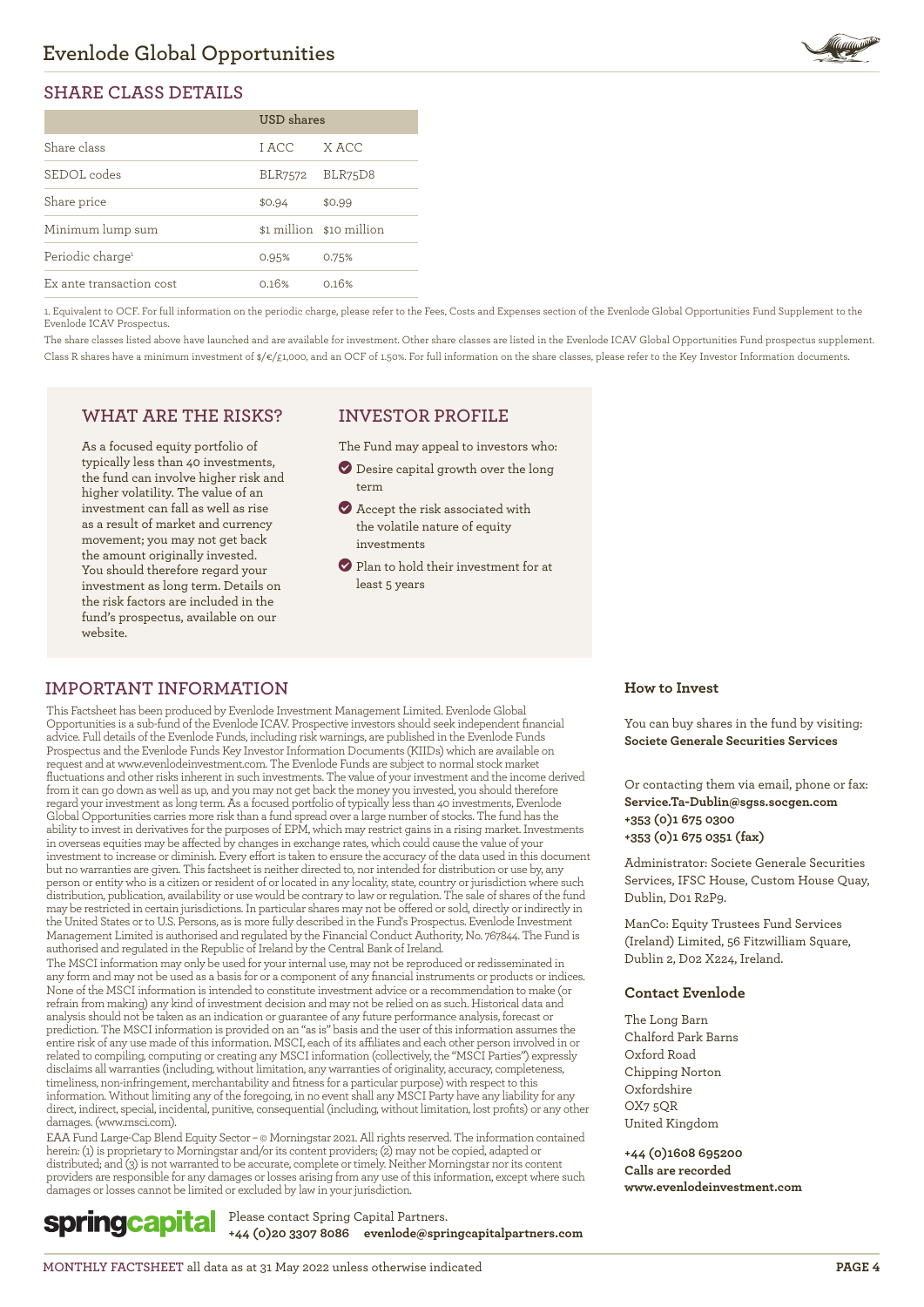# Evenlode Global Opportunities

## SHARE CLASS DETAILS

| | USD shares | |
|---|---|---|
| Share class | I ACC | X ACC |
| SEDOL codes | BLR7572 | BLR75D8 |
| Share price | $0.94 | $0.99 |
| Minimum lump sum | $1 million | $10 million |
| Periodic charge[1] | 0.95% | 0.75% |
| Ex ante transaction cost | 0.16% | 0.16% |

1. Equivalent to OCF. For full information on the periodic charge, please refer to the Fees, Costs and Expenses section of the Evenlode Global Opportunities Fund Supplement to the Evenlode ICAV Prospectus.

The share classes listed above have launched and are available for investment. Other share classes are listed in the Evenlode ICAV Global Opportunities Fund prospectus supplement. Class R shares have a minimum investment of $/€/£1,000, and an OCF of 1.50%. For full information on the share classes, please refer to the Key Investor Information documents.

## WHAT ARE THE RISKS?

As a focused equity portfolio of typically less than 40 investments, the fund can involve higher risk and higher volatility. The value of an investment can fall as well as rise as a result of market and currency movement; you may not get back the amount originally invested. You should therefore regard your investment as long term. Details on the risk factors are included in the fund's prospectus, available on our website.

## INVESTOR PROFILE

The Fund may appeal to investors who:

- Desire capital growth over the long term
- Accept the risk associated with the volatile nature of equity investments
- Plan to hold their investment for at least 5 years

## IMPORTANT INFORMATION

This Factsheet has been produced by Evenlode Investment Management Limited. Evenlode Global Opportunities is a sub-fund of the Evenlode ICAV. Prospective investors should seek independent financial advice. Full details of the Evenlode Funds, including risk warnings, are published in the Evenlode Funds Prospectus and the Evenlode Funds Key Investor Information Documents (KIIDs) which are available on request and at www.evenlodeinvestment.com. The Evenlode Funds are subject to normal stock market fluctuations and other risks inherent in such investments. The value of your investment and the income derived from it can go down as well as up, and you may not get back the money you invested, you should therefore regard your investment as long term. As a focused portfolio of typically less than 40 investments, Evenlode Global Opportunities carries more risk than a fund spread over a large number of stocks. The fund has the ability to invest in derivatives for the purposes of EPM, which may restrict gains in a rising market. Investments in overseas equities may be affected by changes in exchange rates, which could cause the value of your investment to increase or diminish. Every effort is taken to ensure the accuracy of the data used in this document but no warranties are given. This factsheet is neither directed to, nor intended for distribution or use by, any person or entity who is a citizen or resident of or located in any locality, state, country or jurisdiction where such distribution, publication, availability or use would be contrary to law or regulation. The sale of shares of the fund may be restricted in certain jurisdictions. In particular shares may not be offered or sold, directly or indirectly in the United States or to U.S. Persons, as is more fully described in the Fund's Prospectus. Evenlode Investment Management Limited is authorised and regulated by the Financial Conduct Authority, No. 767844. The Fund is authorised and regulated in the Republic of Ireland by the Central Bank of Ireland.

The MSCI information may only be used for your internal use, may not be reproduced or redisseminated in any form and may not be used as a basis for or a component of any financial instruments or products or indices. None of the MSCI information is intended to constitute investment advice or a recommendation to make (or refrain from making) any kind of investment decision and may not be relied on as such. Historical data and analysis should not be taken as an indication or guarantee of any future performance analysis, forecast or prediction. The MSCI information is provided on an "as is" basis and the user of this information assumes the entire risk of any use made of this information. MSCI, each of its affiliates and each other person involved in or related to compiling, computing or creating any MSCI information (collectively, the "MSCI Parties") expressly disclaims all warranties (including, without limitation, any warranties of originality, accuracy, completeness, timeliness, non-infringement, merchantability and fitness for a particular purpose) with respect to this information. Without limiting any of the foregoing, in no event shall any MSCI Party have any liability for any direct, indirect, special, incidental, punitive, consequential (including, without limitation, lost profits) or any other damages. (www.msci.com).

EAA Fund Large-Cap Blend Equity Sector – © Morningstar 2021. All rights reserved. The information contained herein: (1) is proprietary to Morningstar and/or its content providers; (2) may not be copied, adapted or distributed; and (3) is not warranted to be accurate, complete or timely. Neither Morningstar nor its content providers are responsible for any damages or losses arising from any use of this information, except where such damages or losses cannot be limited or excluded by law in your jurisdiction.

**springcapital** Please contact Spring Capital Partners.
**+44 (0)20 3307 8086 evenlode@springcapitalpartners.com**

### How to Invest

You can buy shares in the fund by visiting:
**Societe Generale Securities Services**

Or contacting them via email, phone or fax:
**Service.Ta-Dublin@sgss.socgen.com**
**+353 (0)1 675 0300**
**+353 (0)1 675 0351 (fax)**

Administrator: Societe Generale Securities Services, IFSC House, Custom House Quay, Dublin, D01 R2P9.

ManCo: Equity Trustees Fund Services (Ireland) Limited, 56 Fitzwilliam Square, Dublin 2, D02 X224, Ireland.

### Contact Evenlode

The Long Barn
Chalford Park Barns
Oxford Road
Chipping Norton
Oxfordshire
OX7 5QR
United Kingdom

**+44 (0)1608 695200**
**Calls are recorded**
**www.evenlodeinvestment.com**

MONTHLY FACTSHEET all data as at 31 May 2022 unless otherwise indicated